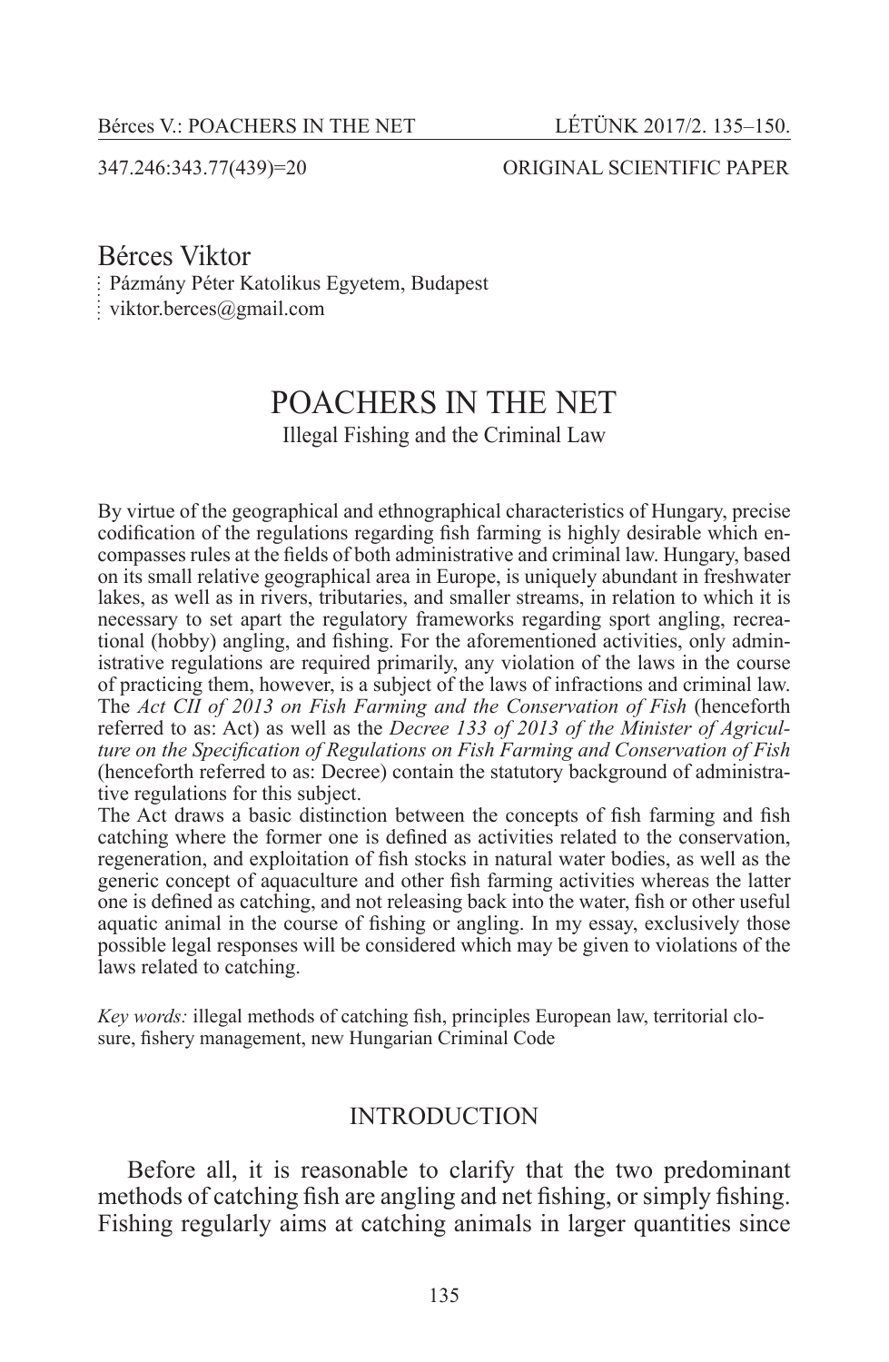347.246:343.77(439)=20 ORIGINAL SCIENTIFIC PAPER

Bérces Viktor
Pázmány Péter Katolikus Egyetem, Budapest
viktor.berces@gmail.com

# POACHERS IN THE NET

Illegal Fishing and the Criminal Law

By virtue of the geographical and ethnographical characteristics of Hungary, precise codification of the regulations regarding fish farming is highly desirable which encompasses rules at the fields of both administrative and criminal law. Hungary, based on its small relative geographical area in Europe, is uniquely abundant in freshwater lakes, as well as in rivers, tributaries, and smaller streams, in relation to which it is necessary to set apart the regulatory frameworks regarding sport angling, recreational (hobby) angling, and fishing. For the aforementioned activities, only administrative regulations are required primarily, any violation of the laws in the course of practicing them, however, is a subject of the laws of infractions and criminal law. The *Act CII of 2013 on Fish Farming and the Conservation of Fish* (henceforth referred to as: Act) as well as the *Decree 133 of 2013 of the Minister of Agriculture on the Specification of Regulations on Fish Farming and Conservation of Fish* (henceforth referred to as: Decree) contain the statutory background of administrative regulations for this subject.
The Act draws a basic distinction between the concepts of fish farming and fish catching where the former one is defined as activities related to the conservation, regeneration, and exploitation of fish stocks in natural water bodies, as well as the generic concept of aquaculture and other fish farming activities whereas the latter one is defined as catching, and not releasing back into the water, fish or other useful aquatic animal in the course of fishing or angling. In my essay, exclusively those possible legal responses will be considered which may be given to violations of the laws related to catching.

*Key words:* illegal methods of catching fish, principles European law, territorial closure, fishery management, new Hungarian Criminal Code

## INTRODUCTION

Before all, it is reasonable to clarify that the two predominant methods of catching fish are angling and net fishing, or simply fishing. Fishing regularly aims at catching animals in larger quantities since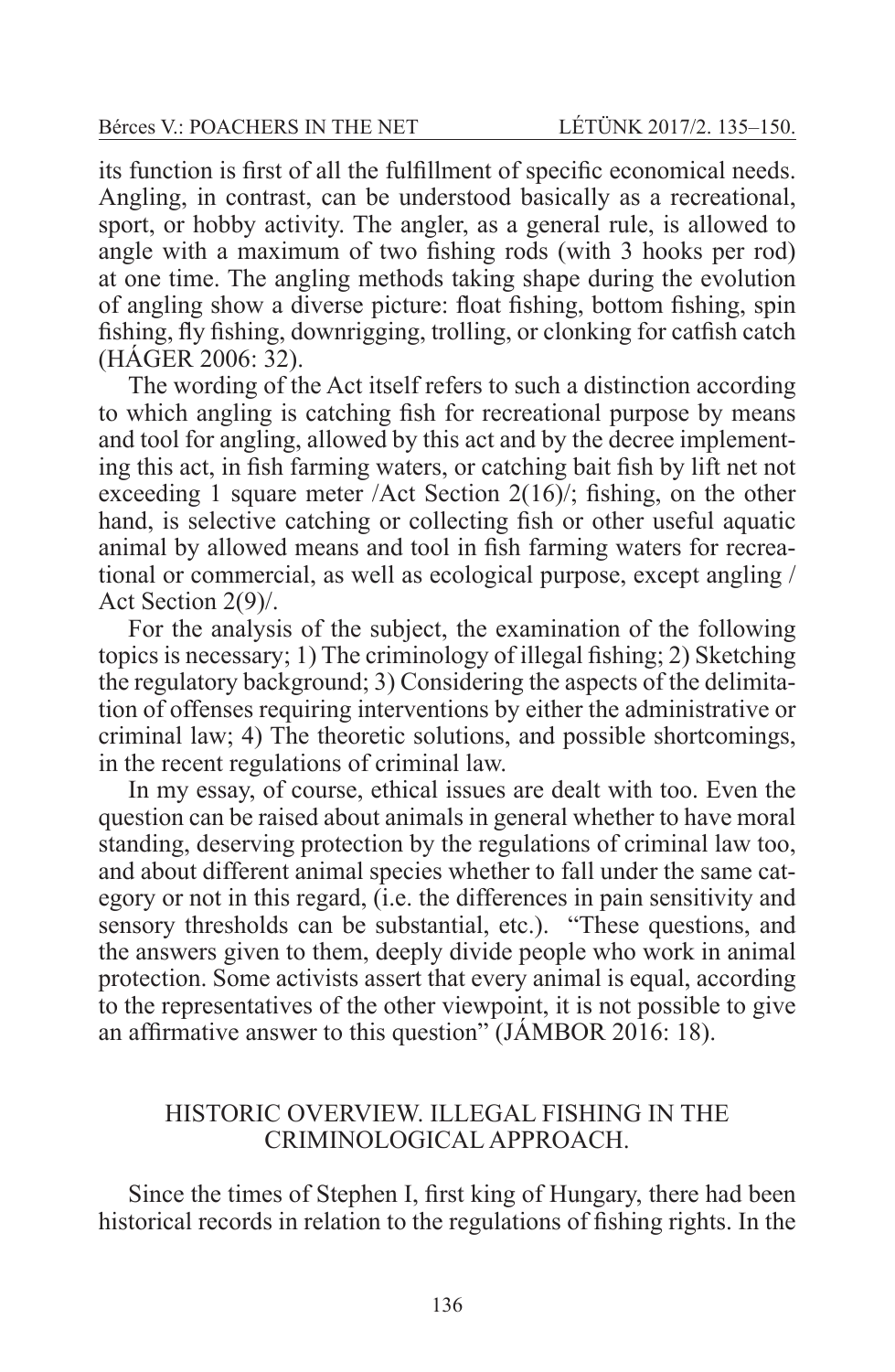its function is first of all the fulfillment of specific economical needs. Angling, in contrast, can be understood basically as a recreational, sport, or hobby activity. The angler, as a general rule, is allowed to angle with a maximum of two fishing rods (with 3 hooks per rod) at one time. The angling methods taking shape during the evolution of angling show a diverse picture: float fishing, bottom fishing, spin fishing, fly fishing, downrigging, trolling, or clonking for catfish catch (HÁGER 2006: 32).

The wording of the Act itself refers to such a distinction according to which angling is catching fish for recreational purpose by means and tool for angling, allowed by this act and by the decree implementing this act, in fish farming waters, or catching bait fish by lift net not exceeding 1 square meter /Act Section 2(16)/; fishing, on the other hand, is selective catching or collecting fish or other useful aquatic animal by allowed means and tool in fish farming waters for recreational or commercial, as well as ecological purpose, except angling / Act Section 2(9)/.

For the analysis of the subject, the examination of the following topics is necessary; 1) The criminology of illegal fishing; 2) Sketching the regulatory background; 3) Considering the aspects of the delimitation of offenses requiring interventions by either the administrative or criminal law; 4) The theoretic solutions, and possible shortcomings, in the recent regulations of criminal law.

In my essay, of course, ethical issues are dealt with too. Even the question can be raised about animals in general whether to have moral standing, deserving protection by the regulations of criminal law too, and about different animal species whether to fall under the same category or not in this regard, (i.e. the differences in pain sensitivity and sensory thresholds can be substantial, etc.). "These questions, and the answers given to them, deeply divide people who work in animal protection. Some activists assert that every animal is equal, according to the representatives of the other viewpoint, it is not possible to give an affirmative answer to this question" (JÁMBOR 2016: 18).

## HISTORIC OVERVIEW. ILLEGAL FISHING IN THE CRIMINOLOGICAL APPROACH.

Since the times of Stephen I, first king of Hungary, there had been historical records in relation to the regulations of fishing rights. In the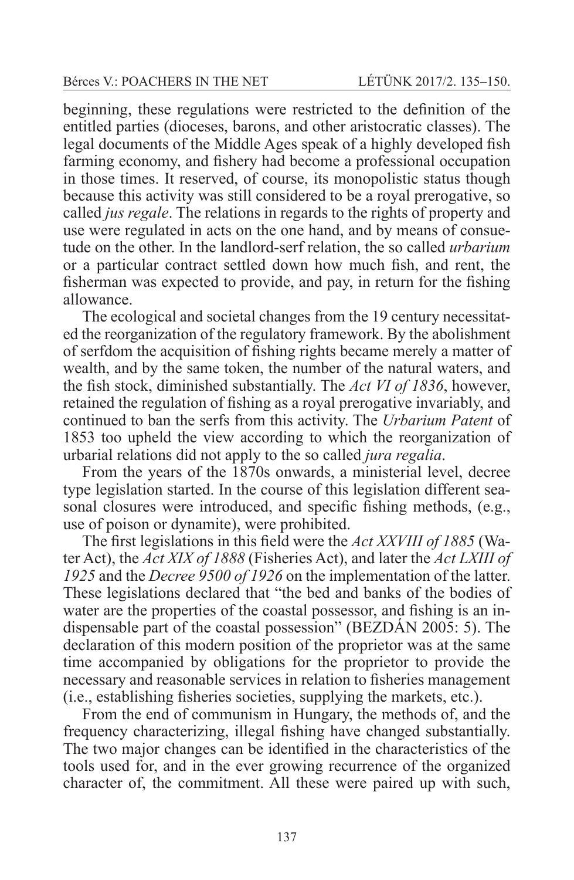beginning, these regulations were restricted to the definition of the entitled parties (dioceses, barons, and other aristocratic classes). The legal documents of the Middle Ages speak of a highly developed fish farming economy, and fishery had become a professional occupation in those times. It reserved, of course, its monopolistic status though because this activity was still considered to be a royal prerogative, so called *jus regale*. The relations in regards to the rights of property and use were regulated in acts on the one hand, and by means of consuetude on the other. In the landlord-serf relation, the so called *urbarium* or a particular contract settled down how much fish, and rent, the fisherman was expected to provide, and pay, in return for the fishing allowance.

The ecological and societal changes from the 19 century necessitated the reorganization of the regulatory framework. By the abolishment of serfdom the acquisition of fishing rights became merely a matter of wealth, and by the same token, the number of the natural waters, and the fish stock, diminished substantially. The *Act VI of 1836*, however, retained the regulation of fishing as a royal prerogative invariably, and continued to ban the serfs from this activity. The *Urbarium Patent* of 1853 too upheld the view according to which the reorganization of urbarial relations did not apply to the so called *jura regalia*.

From the years of the 1870s onwards, a ministerial level, decree type legislation started. In the course of this legislation different seasonal closures were introduced, and specific fishing methods, (e.g., use of poison or dynamite), were prohibited.

The first legislations in this field were the *Act XXVIII of 1885* (Water Act), the *Act XIX of 1888* (Fisheries Act), and later the *Act LXIII of 1925* and the *Decree 9500 of 1926* on the implementation of the latter. These legislations declared that "the bed and banks of the bodies of water are the properties of the coastal possessor, and fishing is an indispensable part of the coastal possession" (BEZDÁN 2005: 5). The declaration of this modern position of the proprietor was at the same time accompanied by obligations for the proprietor to provide the necessary and reasonable services in relation to fisheries management (i.e., establishing fisheries societies, supplying the markets, etc.).

From the end of communism in Hungary, the methods of, and the frequency characterizing, illegal fishing have changed substantially. The two major changes can be identified in the characteristics of the tools used for, and in the ever growing recurrence of the organized character of, the commitment. All these were paired up with such,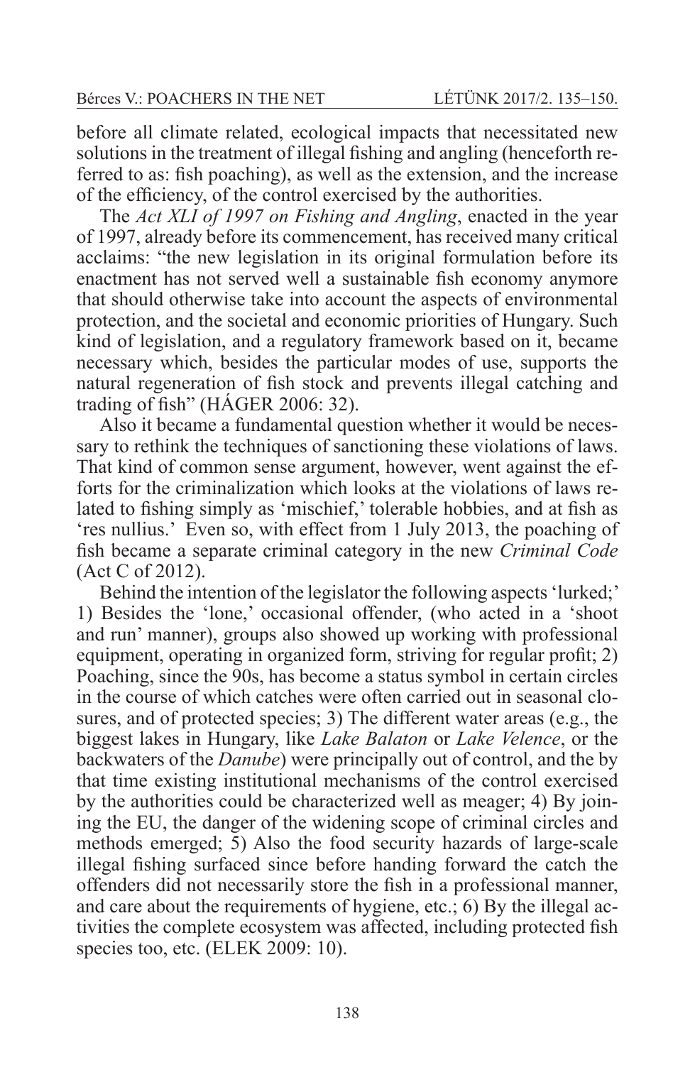before all climate related, ecological impacts that necessitated new solutions in the treatment of illegal fishing and angling (henceforth referred to as: fish poaching), as well as the extension, and the increase of the efficiency, of the control exercised by the authorities.

The *Act XLI of 1997 on Fishing and Angling*, enacted in the year of 1997, already before its commencement, has received many critical acclaims: "the new legislation in its original formulation before its enactment has not served well a sustainable fish economy anymore that should otherwise take into account the aspects of environmental protection, and the societal and economic priorities of Hungary. Such kind of legislation, and a regulatory framework based on it, became necessary which, besides the particular modes of use, supports the natural regeneration of fish stock and prevents illegal catching and trading of fish" (HÁGER 2006: 32).

Also it became a fundamental question whether it would be necessary to rethink the techniques of sanctioning these violations of laws. That kind of common sense argument, however, went against the efforts for the criminalization which looks at the violations of laws related to fishing simply as 'mischief,' tolerable hobbies, and at fish as 'res nullius.' Even so, with effect from 1 July 2013, the poaching of fish became a separate criminal category in the new *Criminal Code* (Act C of 2012).

Behind the intention of the legislator the following aspects 'lurked;' 1) Besides the 'lone,' occasional offender, (who acted in a 'shoot and run' manner), groups also showed up working with professional equipment, operating in organized form, striving for regular profit; 2) Poaching, since the 90s, has become a status symbol in certain circles in the course of which catches were often carried out in seasonal closures, and of protected species; 3) The different water areas (e.g., the biggest lakes in Hungary, like *Lake Balaton* or *Lake Velence*, or the backwaters of the *Danube*) were principally out of control, and the by that time existing institutional mechanisms of the control exercised by the authorities could be characterized well as meager; 4) By joining the EU, the danger of the widening scope of criminal circles and methods emerged; 5) Also the food security hazards of large-scale illegal fishing surfaced since before handing forward the catch the offenders did not necessarily store the fish in a professional manner, and care about the requirements of hygiene, etc.; 6) By the illegal activities the complete ecosystem was affected, including protected fish species too, etc. (ELEK 2009: 10).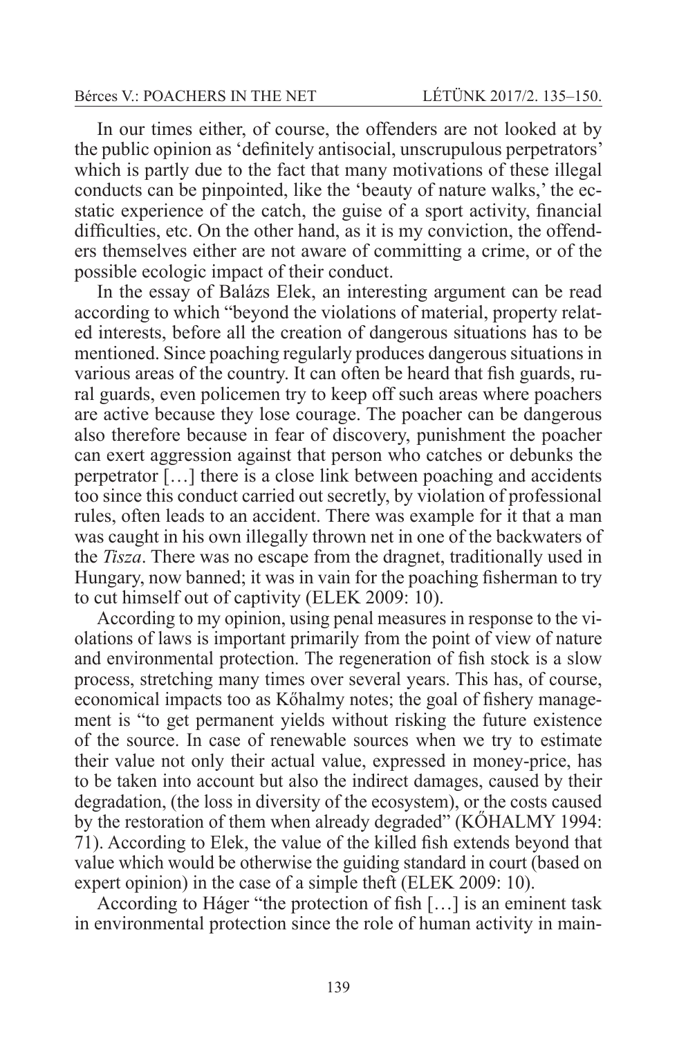In our times either, of course, the offenders are not looked at by the public opinion as 'definitely antisocial, unscrupulous perpetrators' which is partly due to the fact that many motivations of these illegal conducts can be pinpointed, like the 'beauty of nature walks,' the ecstatic experience of the catch, the guise of a sport activity, financial difficulties, etc. On the other hand, as it is my conviction, the offenders themselves either are not aware of committing a crime, or of the possible ecologic impact of their conduct.

In the essay of Balázs Elek, an interesting argument can be read according to which "beyond the violations of material, property related interests, before all the creation of dangerous situations has to be mentioned. Since poaching regularly produces dangerous situations in various areas of the country. It can often be heard that fish guards, rural guards, even policemen try to keep off such areas where poachers are active because they lose courage. The poacher can be dangerous also therefore because in fear of discovery, punishment the poacher can exert aggression against that person who catches or debunks the perpetrator […] there is a close link between poaching and accidents too since this conduct carried out secretly, by violation of professional rules, often leads to an accident. There was example for it that a man was caught in his own illegally thrown net in one of the backwaters of the *Tisza*. There was no escape from the dragnet, traditionally used in Hungary, now banned; it was in vain for the poaching fisherman to try to cut himself out of captivity (ELEK 2009: 10).

According to my opinion, using penal measures in response to the violations of laws is important primarily from the point of view of nature and environmental protection. The regeneration of fish stock is a slow process, stretching many times over several years. This has, of course, economical impacts too as Kőhalmy notes; the goal of fishery management is "to get permanent yields without risking the future existence of the source. In case of renewable sources when we try to estimate their value not only their actual value, expressed in money-price, has to be taken into account but also the indirect damages, caused by their degradation, (the loss in diversity of the ecosystem), or the costs caused by the restoration of them when already degraded" (KŐHALMY 1994: 71). According to Elek, the value of the killed fish extends beyond that value which would be otherwise the guiding standard in court (based on expert opinion) in the case of a simple theft (ELEK 2009: 10).

According to Háger "the protection of fish […] is an eminent task in environmental protection since the role of human activity in main-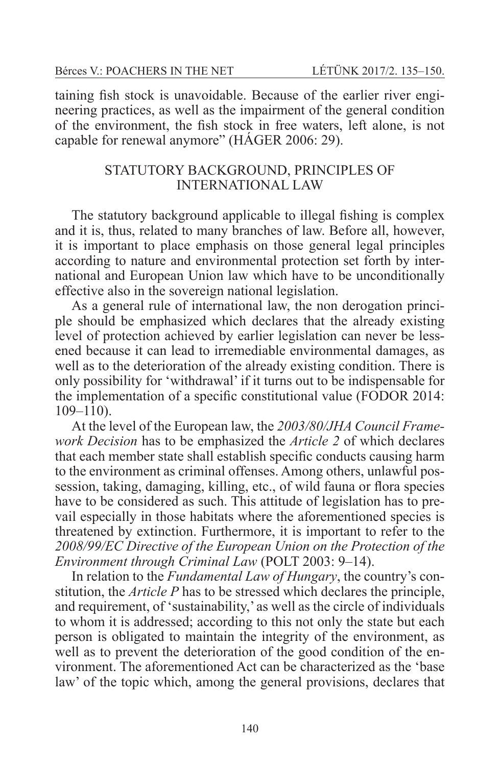taining fish stock is unavoidable. Because of the earlier river engineering practices, as well as the impairment of the general condition of the environment, the fish stock in free waters, left alone, is not capable for renewal anymore" (HÁGER 2006: 29).

## STATUTORY BACKGROUND, PRINCIPLES OF INTERNATIONAL LAW

The statutory background applicable to illegal fishing is complex and it is, thus, related to many branches of law. Before all, however, it is important to place emphasis on those general legal principles according to nature and environmental protection set forth by international and European Union law which have to be unconditionally effective also in the sovereign national legislation.

As a general rule of international law, the non derogation principle should be emphasized which declares that the already existing level of protection achieved by earlier legislation can never be lessened because it can lead to irremediable environmental damages, as well as to the deterioration of the already existing condition. There is only possibility for 'withdrawal' if it turns out to be indispensable for the implementation of a specific constitutional value (FODOR 2014: 109–110).

At the level of the European law, the *2003/80/JHA Council Framework Decision* has to be emphasized the *Article 2* of which declares that each member state shall establish specific conducts causing harm to the environment as criminal offenses. Among others, unlawful possession, taking, damaging, killing, etc., of wild fauna or flora species have to be considered as such. This attitude of legislation has to prevail especially in those habitats where the aforementioned species is threatened by extinction. Furthermore, it is important to refer to the *2008/99/EC Directive of the European Union on the Protection of the Environment through Criminal Law* (POLT 2003: 9–14).

In relation to the *Fundamental Law of Hungary*, the country's constitution, the *Article P* has to be stressed which declares the principle, and requirement, of 'sustainability,' as well as the circle of individuals to whom it is addressed; according to this not only the state but each person is obligated to maintain the integrity of the environment, as well as to prevent the deterioration of the good condition of the environment. The aforementioned Act can be characterized as the 'base law' of the topic which, among the general provisions, declares that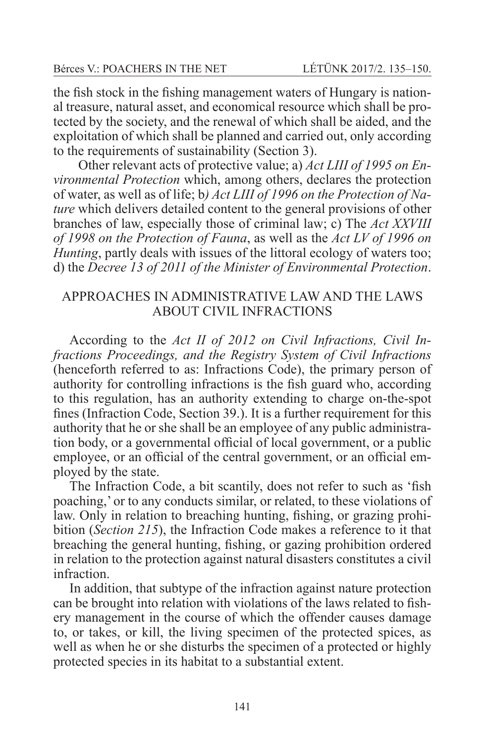the fish stock in the fishing management waters of Hungary is national treasure, natural asset, and economical resource which shall be protected by the society, and the renewal of which shall be aided, and the exploitation of which shall be planned and carried out, only according to the requirements of sustainability (Section 3).

Other relevant acts of protective value; a) *Act LIII of 1995 on Environmental Protection* which, among others, declares the protection of water, as well as of life; b*) Act LIII of 1996 on the Protection of Nature* which delivers detailed content to the general provisions of other branches of law, especially those of criminal law; c) The *Act XXVIII of 1998 on the Protection of Fauna*, as well as the *Act LV of 1996 on Hunting*, partly deals with issues of the littoral ecology of waters too; d) the *Decree 13 of 2011 of the Minister of Environmental Protection*.

## APPROACHES IN ADMINISTRATIVE LAW AND THE LAWS ABOUT CIVIL INFRACTIONS

According to the *Act II of 2012 on Civil Infractions, Civil Infractions Proceedings, and the Registry System of Civil Infractions* (henceforth referred to as: Infractions Code), the primary person of authority for controlling infractions is the fish guard who, according to this regulation, has an authority extending to charge on-the-spot fines (Infraction Code, Section 39.). It is a further requirement for this authority that he or she shall be an employee of any public administration body, or a governmental official of local government, or a public employee, or an official of the central government, or an official employed by the state.

The Infraction Code, a bit scantily, does not refer to such as 'fish poaching,' or to any conducts similar, or related, to these violations of law. Only in relation to breaching hunting, fishing, or grazing prohibition (*Section 215*), the Infraction Code makes a reference to it that breaching the general hunting, fishing, or gazing prohibition ordered in relation to the protection against natural disasters constitutes a civil infraction.

In addition, that subtype of the infraction against nature protection can be brought into relation with violations of the laws related to fishery management in the course of which the offender causes damage to, or takes, or kill, the living specimen of the protected spices, as well as when he or she disturbs the specimen of a protected or highly protected species in its habitat to a substantial extent.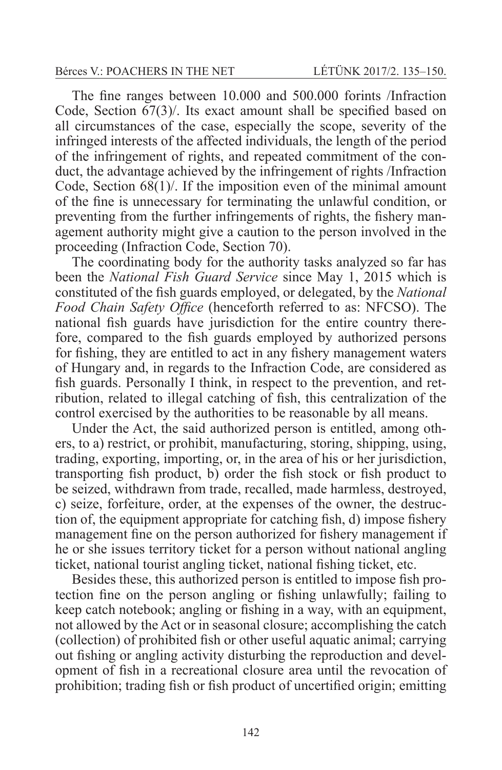The fine ranges between 10.000 and 500.000 forints /Infraction Code, Section 67(3)/. Its exact amount shall be specified based on all circumstances of the case, especially the scope, severity of the infringed interests of the affected individuals, the length of the period of the infringement of rights, and repeated commitment of the conduct, the advantage achieved by the infringement of rights /Infraction Code, Section 68(1)/. If the imposition even of the minimal amount of the fine is unnecessary for terminating the unlawful condition, or preventing from the further infringements of rights, the fishery management authority might give a caution to the person involved in the proceeding (Infraction Code, Section 70).

The coordinating body for the authority tasks analyzed so far has been the *National Fish Guard Service* since May 1, 2015 which is constituted of the fish guards employed, or delegated, by the *National Food Chain Safety Office* (henceforth referred to as: NFCSO). The national fish guards have jurisdiction for the entire country therefore, compared to the fish guards employed by authorized persons for fishing, they are entitled to act in any fishery management waters of Hungary and, in regards to the Infraction Code, are considered as fish guards. Personally I think, in respect to the prevention, and retribution, related to illegal catching of fish, this centralization of the control exercised by the authorities to be reasonable by all means.

Under the Act, the said authorized person is entitled, among others, to a) restrict, or prohibit, manufacturing, storing, shipping, using, trading, exporting, importing, or, in the area of his or her jurisdiction, transporting fish product, b) order the fish stock or fish product to be seized, withdrawn from trade, recalled, made harmless, destroyed, c) seize, forfeiture, order, at the expenses of the owner, the destruction of, the equipment appropriate for catching fish, d) impose fishery management fine on the person authorized for fishery management if he or she issues territory ticket for a person without national angling ticket, national tourist angling ticket, national fishing ticket, etc.

Besides these, this authorized person is entitled to impose fish protection fine on the person angling or fishing unlawfully; failing to keep catch notebook; angling or fishing in a way, with an equipment, not allowed by the Act or in seasonal closure; accomplishing the catch (collection) of prohibited fish or other useful aquatic animal; carrying out fishing or angling activity disturbing the reproduction and development of fish in a recreational closure area until the revocation of prohibition; trading fish or fish product of uncertified origin; emitting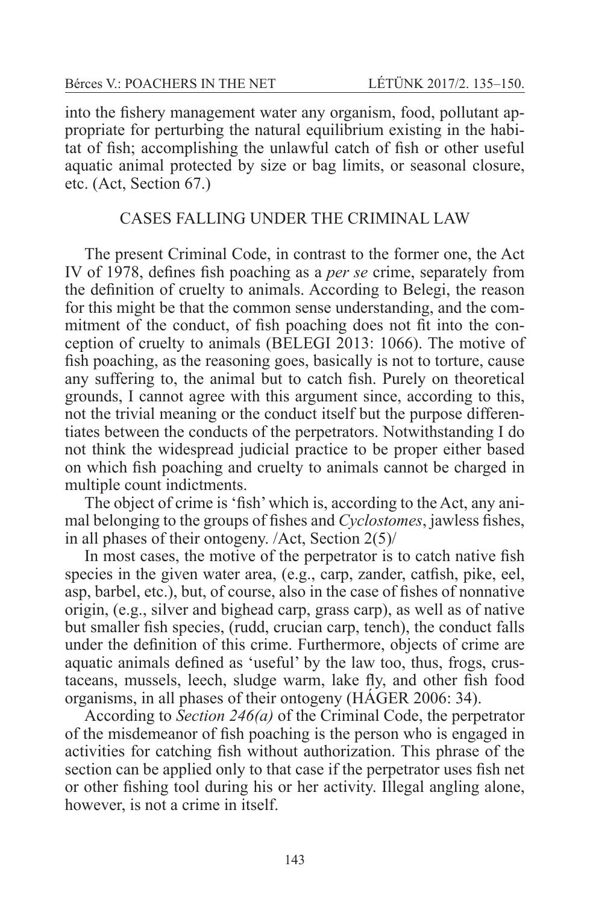into the fishery management water any organism, food, pollutant appropriate for perturbing the natural equilibrium existing in the habitat of fish; accomplishing the unlawful catch of fish or other useful aquatic animal protected by size or bag limits, or seasonal closure, etc. (Act, Section 67.)

## CASES FALLING UNDER THE CRIMINAL LAW

The present Criminal Code, in contrast to the former one, the Act IV of 1978, defines fish poaching as a *per se* crime, separately from the definition of cruelty to animals. According to Belegi, the reason for this might be that the common sense understanding, and the commitment of the conduct, of fish poaching does not fit into the conception of cruelty to animals (BELEGI 2013: 1066). The motive of fish poaching, as the reasoning goes, basically is not to torture, cause any suffering to, the animal but to catch fish. Purely on theoretical grounds, I cannot agree with this argument since, according to this, not the trivial meaning or the conduct itself but the purpose differentiates between the conducts of the perpetrators. Notwithstanding I do not think the widespread judicial practice to be proper either based on which fish poaching and cruelty to animals cannot be charged in multiple count indictments.

The object of crime is 'fish' which is, according to the Act, any animal belonging to the groups of fishes and *Cyclostomes*, jawless fishes, in all phases of their ontogeny. /Act, Section 2(5)/

In most cases, the motive of the perpetrator is to catch native fish species in the given water area, (e.g., carp, zander, catfish, pike, eel, asp, barbel, etc.), but, of course, also in the case of fishes of nonnative origin, (e.g., silver and bighead carp, grass carp), as well as of native but smaller fish species, (rudd, crucian carp, tench), the conduct falls under the definition of this crime. Furthermore, objects of crime are aquatic animals defined as 'useful' by the law too, thus, frogs, crustaceans, mussels, leech, sludge warm, lake fly, and other fish food organisms, in all phases of their ontogeny (HÁGER 2006: 34).

According to *Section 246(a)* of the Criminal Code, the perpetrator of the misdemeanor of fish poaching is the person who is engaged in activities for catching fish without authorization. This phrase of the section can be applied only to that case if the perpetrator uses fish net or other fishing tool during his or her activity. Illegal angling alone, however, is not a crime in itself.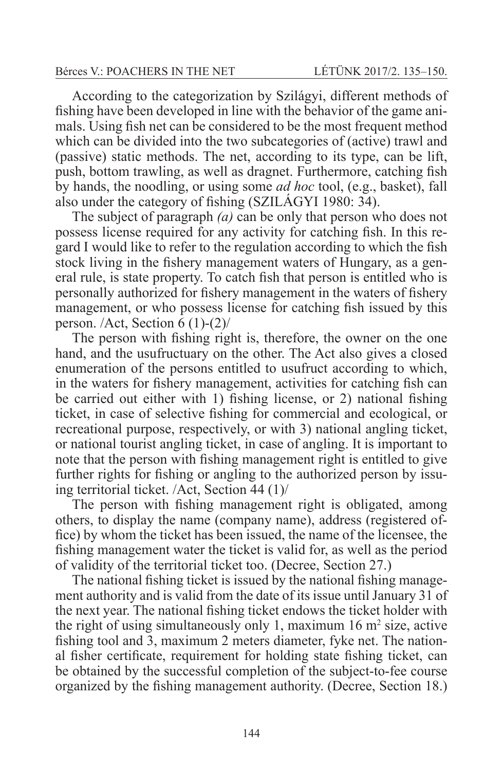According to the categorization by Szilágyi, different methods of fishing have been developed in line with the behavior of the game animals. Using fish net can be considered to be the most frequent method which can be divided into the two subcategories of (active) trawl and (passive) static methods. The net, according to its type, can be lift, push, bottom trawling, as well as dragnet. Furthermore, catching fish by hands, the noodling, or using some *ad hoc* tool, (e.g., basket), fall also under the category of fishing (SZILÁGYI 1980: 34).

The subject of paragraph *(a)* can be only that person who does not possess license required for any activity for catching fish. In this regard I would like to refer to the regulation according to which the fish stock living in the fishery management waters of Hungary, as a general rule, is state property. To catch fish that person is entitled who is personally authorized for fishery management in the waters of fishery management, or who possess license for catching fish issued by this person. /Act, Section 6 (1)-(2)/

The person with fishing right is, therefore, the owner on the one hand, and the usufructuary on the other. The Act also gives a closed enumeration of the persons entitled to usufruct according to which, in the waters for fishery management, activities for catching fish can be carried out either with 1) fishing license, or 2) national fishing ticket, in case of selective fishing for commercial and ecological, or recreational purpose, respectively, or with 3) national angling ticket, or national tourist angling ticket, in case of angling. It is important to note that the person with fishing management right is entitled to give further rights for fishing or angling to the authorized person by issuing territorial ticket. /Act, Section 44 (1)/

The person with fishing management right is obligated, among others, to display the name (company name), address (registered office) by whom the ticket has been issued, the name of the licensee, the fishing management water the ticket is valid for, as well as the period of validity of the territorial ticket too. (Decree, Section 27.)

The national fishing ticket is issued by the national fishing management authority and is valid from the date of its issue until January 31 of the next year. The national fishing ticket endows the ticket holder with the right of using simultaneously only 1, maximum 16 $m^2$ size, active fishing tool and 3, maximum 2 meters diameter, fyke net. The national fisher certificate, requirement for holding state fishing ticket, can be obtained by the successful completion of the subject-to-fee course organized by the fishing management authority. (Decree, Section 18.)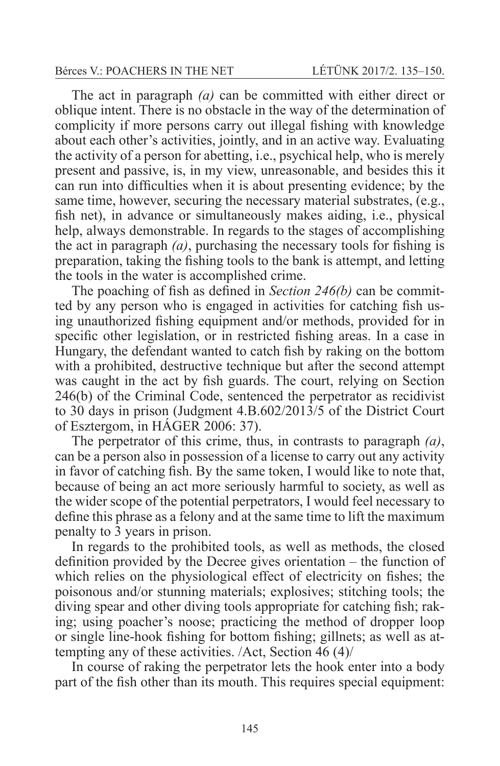The act in paragraph *(a)* can be committed with either direct or oblique intent. There is no obstacle in the way of the determination of complicity if more persons carry out illegal fishing with knowledge about each other's activities, jointly, and in an active way. Evaluating the activity of a person for abetting, i.e., psychical help, who is merely present and passive, is, in my view, unreasonable, and besides this it can run into difficulties when it is about presenting evidence; by the same time, however, securing the necessary material substrates, (e.g., fish net), in advance or simultaneously makes aiding, i.e., physical help, always demonstrable. In regards to the stages of accomplishing the act in paragraph *(a)*, purchasing the necessary tools for fishing is preparation, taking the fishing tools to the bank is attempt, and letting the tools in the water is accomplished crime.

The poaching of fish as defined in *Section 246(b)* can be committed by any person who is engaged in activities for catching fish using unauthorized fishing equipment and/or methods, provided for in specific other legislation, or in restricted fishing areas. In a case in Hungary, the defendant wanted to catch fish by raking on the bottom with a prohibited, destructive technique but after the second attempt was caught in the act by fish guards. The court, relying on Section 246(b) of the Criminal Code, sentenced the perpetrator as recidivist to 30 days in prison (Judgment 4.B.602/2013/5 of the District Court of Esztergom, in HÁGER 2006: 37).

The perpetrator of this crime, thus, in contrasts to paragraph *(a)*, can be a person also in possession of a license to carry out any activity in favor of catching fish. By the same token, I would like to note that, because of being an act more seriously harmful to society, as well as the wider scope of the potential perpetrators, I would feel necessary to define this phrase as a felony and at the same time to lift the maximum penalty to 3 years in prison.

In regards to the prohibited tools, as well as methods, the closed definition provided by the Decree gives orientation – the function of which relies on the physiological effect of electricity on fishes; the poisonous and/or stunning materials; explosives; stitching tools; the diving spear and other diving tools appropriate for catching fish; raking; using poacher's noose; practicing the method of dropper loop or single line-hook fishing for bottom fishing; gillnets; as well as attempting any of these activities. /Act, Section 46 (4)/

In course of raking the perpetrator lets the hook enter into a body part of the fish other than its mouth. This requires special equipment: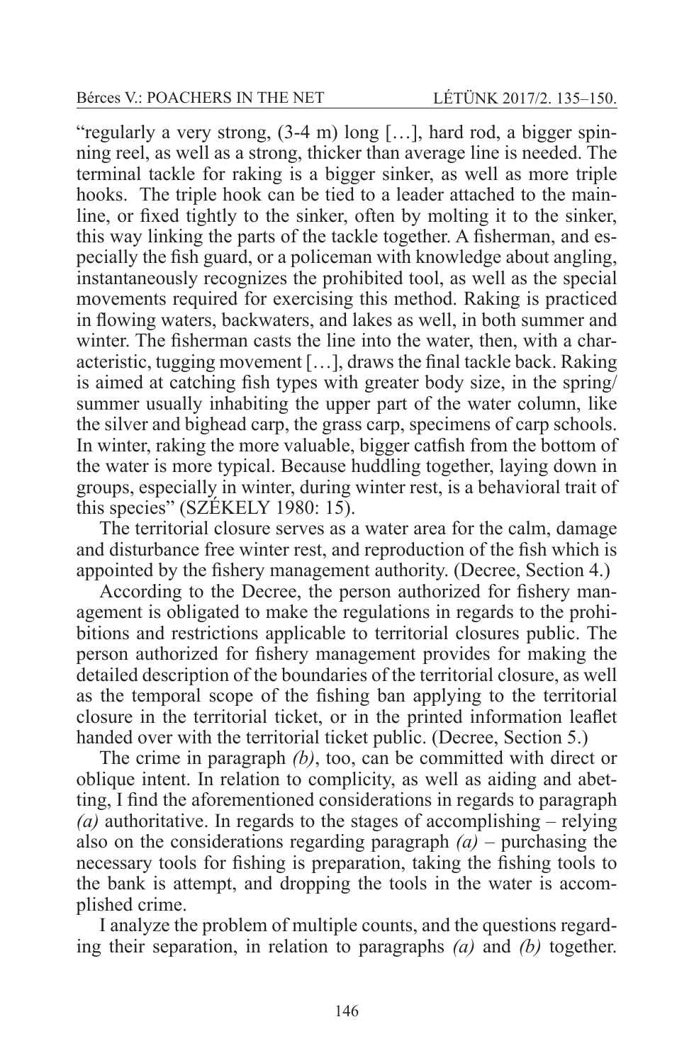"regularly a very strong, (3-4 m) long […], hard rod, a bigger spinning reel, as well as a strong, thicker than average line is needed. The terminal tackle for raking is a bigger sinker, as well as more triple hooks. The triple hook can be tied to a leader attached to the mainline, or fixed tightly to the sinker, often by molting it to the sinker, this way linking the parts of the tackle together. A fisherman, and especially the fish guard, or a policeman with knowledge about angling, instantaneously recognizes the prohibited tool, as well as the special movements required for exercising this method. Raking is practiced in flowing waters, backwaters, and lakes as well, in both summer and winter. The fisherman casts the line into the water, then, with a characteristic, tugging movement […], draws the final tackle back. Raking is aimed at catching fish types with greater body size, in the spring/summer usually inhabiting the upper part of the water column, like the silver and bighead carp, the grass carp, specimens of carp schools. In winter, raking the more valuable, bigger catfish from the bottom of the water is more typical. Because huddling together, laying down in groups, especially in winter, during winter rest, is a behavioral trait of this species" (SZÉKELY 1980: 15).

The territorial closure serves as a water area for the calm, damage and disturbance free winter rest, and reproduction of the fish which is appointed by the fishery management authority. (Decree, Section 4.)

According to the Decree, the person authorized for fishery management is obligated to make the regulations in regards to the prohibitions and restrictions applicable to territorial closures public. The person authorized for fishery management provides for making the detailed description of the boundaries of the territorial closure, as well as the temporal scope of the fishing ban applying to the territorial closure in the territorial ticket, or in the printed information leaflet handed over with the territorial ticket public. (Decree, Section 5.)

The crime in paragraph *(b)*, too, can be committed with direct or oblique intent. In relation to complicity, as well as aiding and abetting, I find the aforementioned considerations in regards to paragraph *(a)* authoritative. In regards to the stages of accomplishing – relying also on the considerations regarding paragraph *(a)* – purchasing the necessary tools for fishing is preparation, taking the fishing tools to the bank is attempt, and dropping the tools in the water is accomplished crime.

I analyze the problem of multiple counts, and the questions regarding their separation, in relation to paragraphs *(a)* and *(b)* together.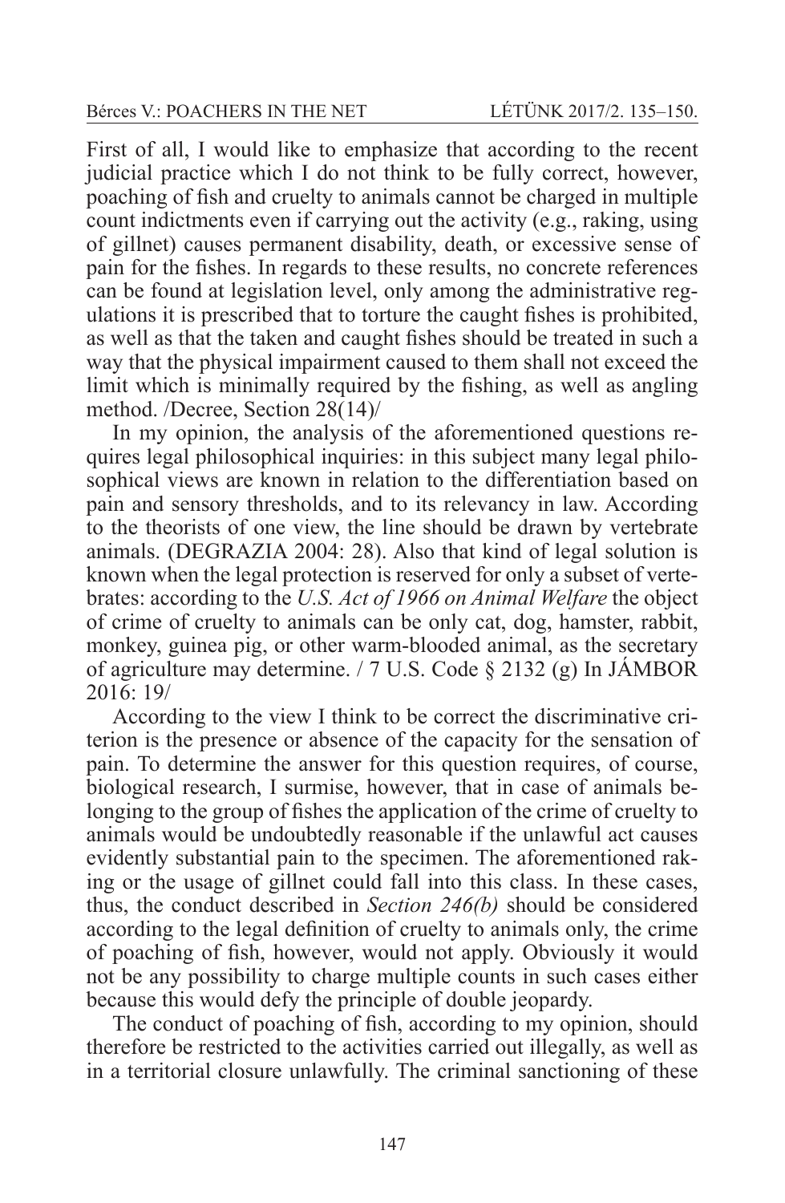First of all, I would like to emphasize that according to the recent judicial practice which I do not think to be fully correct, however, poaching of fish and cruelty to animals cannot be charged in multiple count indictments even if carrying out the activity (e.g., raking, using of gillnet) causes permanent disability, death, or excessive sense of pain for the fishes. In regards to these results, no concrete references can be found at legislation level, only among the administrative regulations it is prescribed that to torture the caught fishes is prohibited, as well as that the taken and caught fishes should be treated in such a way that the physical impairment caused to them shall not exceed the limit which is minimally required by the fishing, as well as angling method. /Decree, Section 28(14)/

In my opinion, the analysis of the aforementioned questions requires legal philosophical inquiries: in this subject many legal philosophical views are known in relation to the differentiation based on pain and sensory thresholds, and to its relevancy in law. According to the theorists of one view, the line should be drawn by vertebrate animals. (DEGRAZIA 2004: 28). Also that kind of legal solution is known when the legal protection is reserved for only a subset of vertebrates: according to the *U.S. Act of 1966 on Animal Welfare* the object of crime of cruelty to animals can be only cat, dog, hamster, rabbit, monkey, guinea pig, or other warm-blooded animal, as the secretary of agriculture may determine. / 7 U.S. Code § 2132 (g) In JÁMBOR 2016: 19/

According to the view I think to be correct the discriminative criterion is the presence or absence of the capacity for the sensation of pain. To determine the answer for this question requires, of course, biological research, I surmise, however, that in case of animals belonging to the group of fishes the application of the crime of cruelty to animals would be undoubtedly reasonable if the unlawful act causes evidently substantial pain to the specimen. The aforementioned raking or the usage of gillnet could fall into this class. In these cases, thus, the conduct described in *Section 246(b)* should be considered according to the legal definition of cruelty to animals only, the crime of poaching of fish, however, would not apply. Obviously it would not be any possibility to charge multiple counts in such cases either because this would defy the principle of double jeopardy.

The conduct of poaching of fish, according to my opinion, should therefore be restricted to the activities carried out illegally, as well as in a territorial closure unlawfully. The criminal sanctioning of these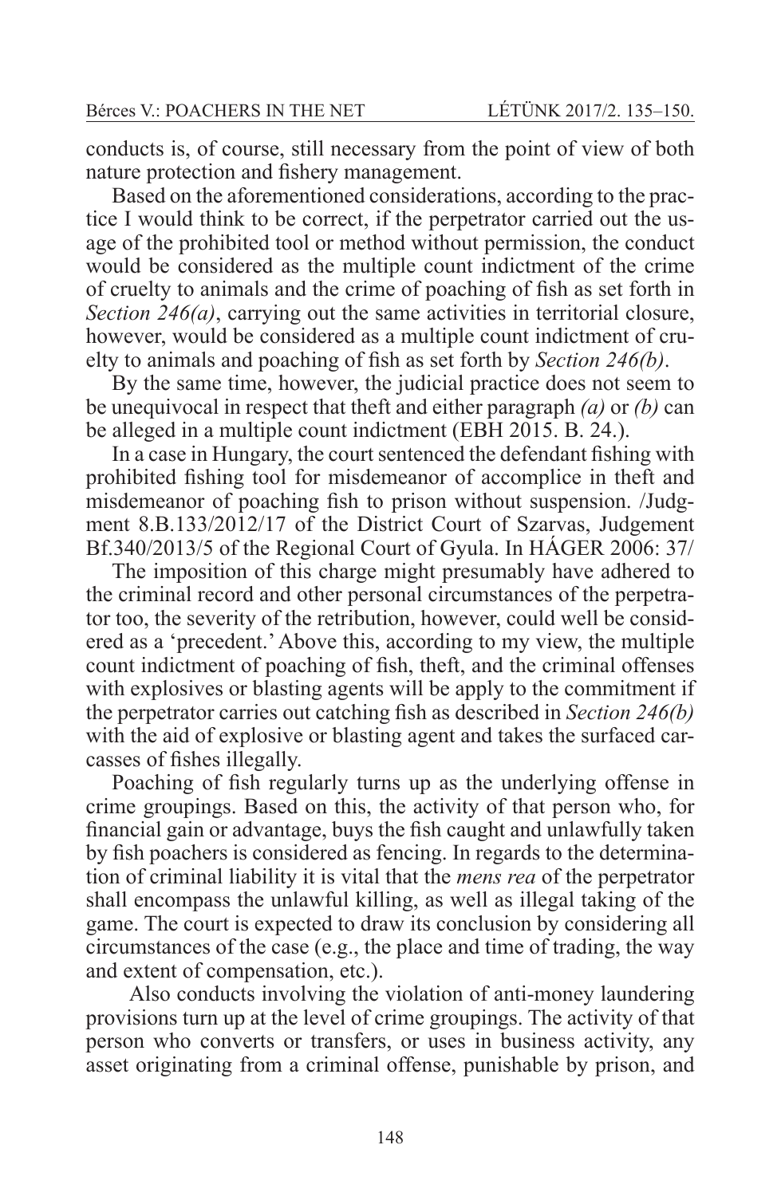conducts is, of course, still necessary from the point of view of both nature protection and fishery management.

Based on the aforementioned considerations, according to the practice I would think to be correct, if the perpetrator carried out the usage of the prohibited tool or method without permission, the conduct would be considered as the multiple count indictment of the crime of cruelty to animals and the crime of poaching of fish as set forth in *Section 246(a)*, carrying out the same activities in territorial closure, however, would be considered as a multiple count indictment of cruelty to animals and poaching of fish as set forth by *Section 246(b)*.

By the same time, however, the judicial practice does not seem to be unequivocal in respect that theft and either paragraph *(a)* or *(b)* can be alleged in a multiple count indictment (EBH 2015. B. 24.).

In a case in Hungary, the court sentenced the defendant fishing with prohibited fishing tool for misdemeanor of accomplice in theft and misdemeanor of poaching fish to prison without suspension. /Judgment 8.B.133/2012/17 of the District Court of Szarvas, Judgement Bf.340/2013/5 of the Regional Court of Gyula. In HÁGER 2006: 37/

The imposition of this charge might presumably have adhered to the criminal record and other personal circumstances of the perpetrator too, the severity of the retribution, however, could well be considered as a 'precedent.' Above this, according to my view, the multiple count indictment of poaching of fish, theft, and the criminal offenses with explosives or blasting agents will be apply to the commitment if the perpetrator carries out catching fish as described in *Section 246(b)* with the aid of explosive or blasting agent and takes the surfaced carcasses of fishes illegally.

Poaching of fish regularly turns up as the underlying offense in crime groupings. Based on this, the activity of that person who, for financial gain or advantage, buys the fish caught and unlawfully taken by fish poachers is considered as fencing. In regards to the determination of criminal liability it is vital that the *mens rea* of the perpetrator shall encompass the unlawful killing, as well as illegal taking of the game. The court is expected to draw its conclusion by considering all circumstances of the case (e.g., the place and time of trading, the way and extent of compensation, etc.).

Also conducts involving the violation of anti-money laundering provisions turn up at the level of crime groupings. The activity of that person who converts or transfers, or uses in business activity, any asset originating from a criminal offense, punishable by prison, and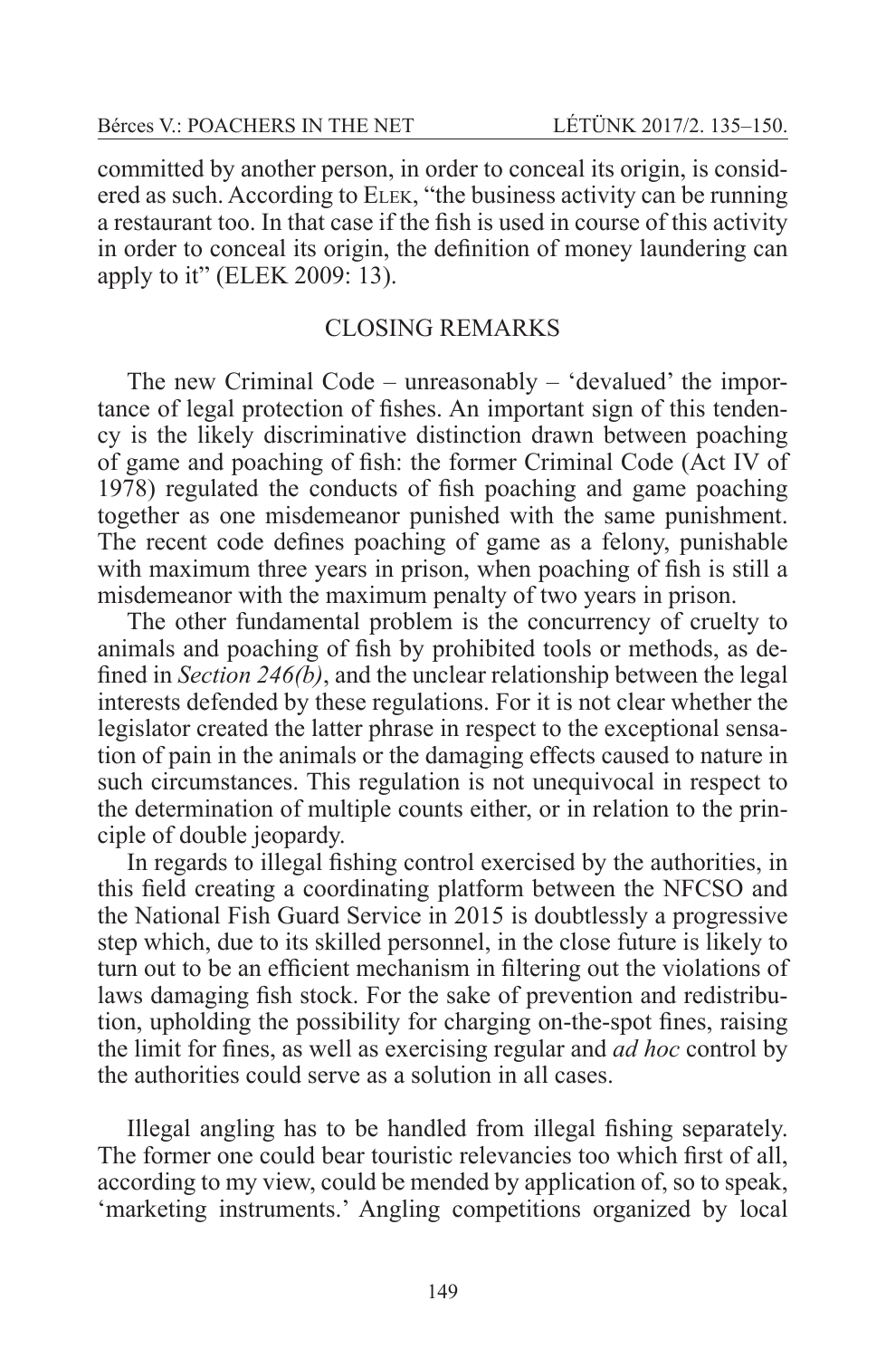committed by another person, in order to conceal its origin, is considered as such. According to Elek, "the business activity can be running a restaurant too. In that case if the fish is used in course of this activity in order to conceal its origin, the definition of money laundering can apply to it" (ELEK 2009: 13).

## CLOSING REMARKS

The new Criminal Code – unreasonably – 'devalued' the importance of legal protection of fishes. An important sign of this tendency is the likely discriminative distinction drawn between poaching of game and poaching of fish: the former Criminal Code (Act IV of 1978) regulated the conducts of fish poaching and game poaching together as one misdemeanor punished with the same punishment. The recent code defines poaching of game as a felony, punishable with maximum three years in prison, when poaching of fish is still a misdemeanor with the maximum penalty of two years in prison.

The other fundamental problem is the concurrency of cruelty to animals and poaching of fish by prohibited tools or methods, as defined in *Section 246(b)*, and the unclear relationship between the legal interests defended by these regulations. For it is not clear whether the legislator created the latter phrase in respect to the exceptional sensation of pain in the animals or the damaging effects caused to nature in such circumstances. This regulation is not unequivocal in respect to the determination of multiple counts either, or in relation to the principle of double jeopardy.

In regards to illegal fishing control exercised by the authorities, in this field creating a coordinating platform between the NFCSO and the National Fish Guard Service in 2015 is doubtlessly a progressive step which, due to its skilled personnel, in the close future is likely to turn out to be an efficient mechanism in filtering out the violations of laws damaging fish stock. For the sake of prevention and redistribution, upholding the possibility for charging on-the-spot fines, raising the limit for fines, as well as exercising regular and *ad hoc* control by the authorities could serve as a solution in all cases.

Illegal angling has to be handled from illegal fishing separately. The former one could bear touristic relevancies too which first of all, according to my view, could be mended by application of, so to speak, 'marketing instruments.' Angling competitions organized by local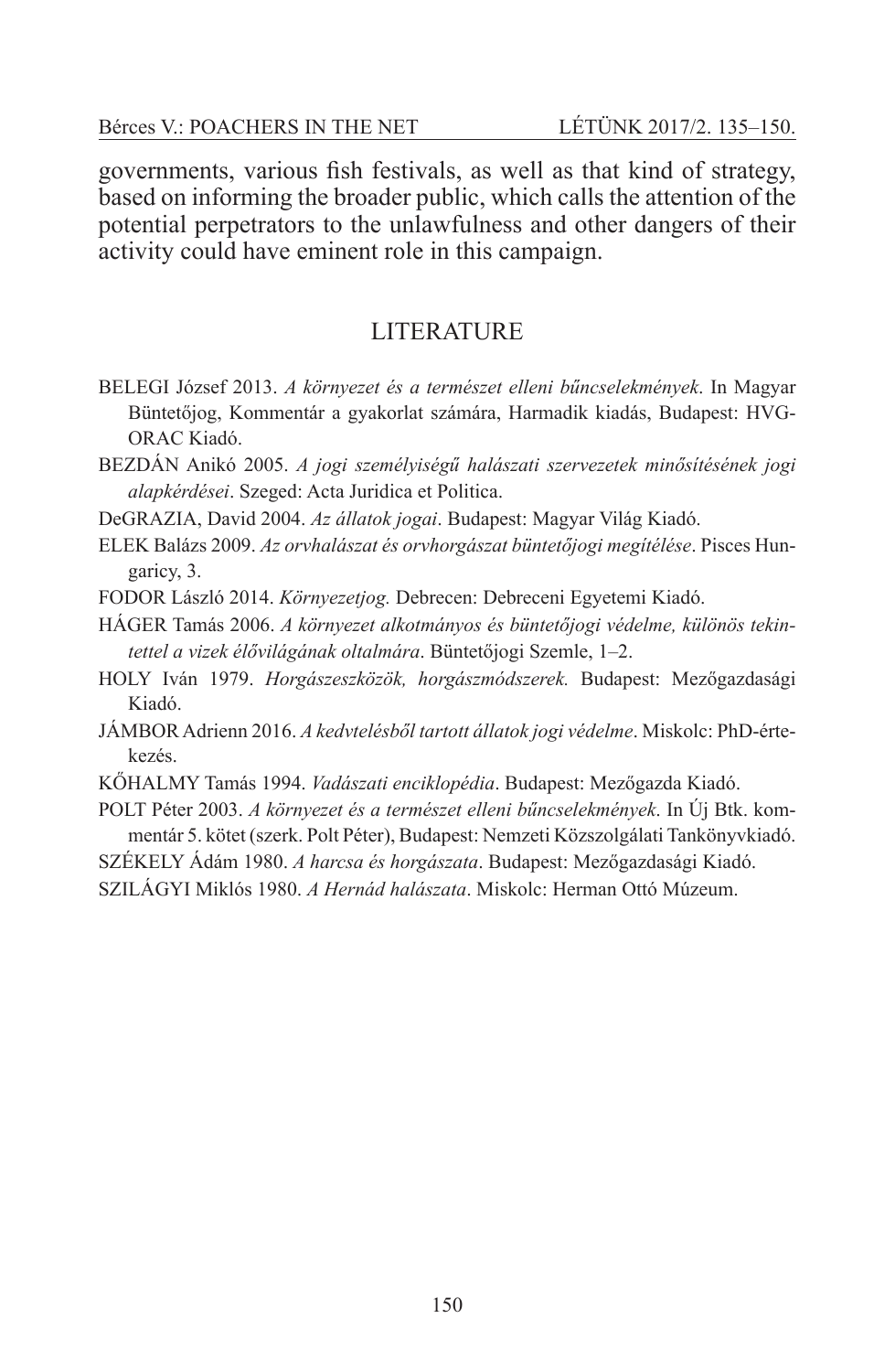governments, various fish festivals, as well as that kind of strategy, based on informing the broader public, which calls the attention of the potential perpetrators to the unlawfulness and other dangers of their activity could have eminent role in this campaign.

## LITERATURE

BELEGI József 2013. *A környezet és a természet elleni bűncselekmények*. In Magyar Büntetőjog, Kommentár a gyakorlat számára, Harmadik kiadás, Budapest: HVG-ORAC Kiadó.

BEZDÁN Anikó 2005. *A jogi személyiségű halászati szervezetek minősítésének jogi alapkérdései*. Szeged: Acta Juridica et Politica.

DeGRAZIA, David 2004. *Az állatok jogai*. Budapest: Magyar Világ Kiadó.

ELEK Balázs 2009. *Az orvhalászat és orvhorgászat büntetőjogi megítélése*. Pisces Hungaricy, 3.

FODOR László 2014. *Környezetjog.* Debrecen: Debreceni Egyetemi Kiadó.

HÁGER Tamás 2006. *A környezet alkotmányos és büntetőjogi védelme, különös tekintettel a vizek élővilágának oltalmára*. Büntetőjogi Szemle, 1–2.

HOLY Iván 1979. *Horgászeszközök, horgászmódszerek.* Budapest: Mezőgazdasági Kiadó.

JÁMBOR Adrienn 2016. *A kedvtelésből tartott állatok jogi védelme*. Miskolc: PhD-értekezés.

KŐHALMY Tamás 1994. *Vadászati enciklopédia*. Budapest: Mezőgazda Kiadó.

POLT Péter 2003. *A környezet és a természet elleni bűncselekmények*. In Új Btk. kommentár 5. kötet (szerk. Polt Péter), Budapest: Nemzeti Közszolgálati Tankönyvkiadó.

SZÉKELY Ádám 1980. *A harcsa és horgászata*. Budapest: Mezőgazdasági Kiadó.

SZILÁGYI Miklós 1980. *A Hernád halászata*. Miskolc: Herman Ottó Múzeum.